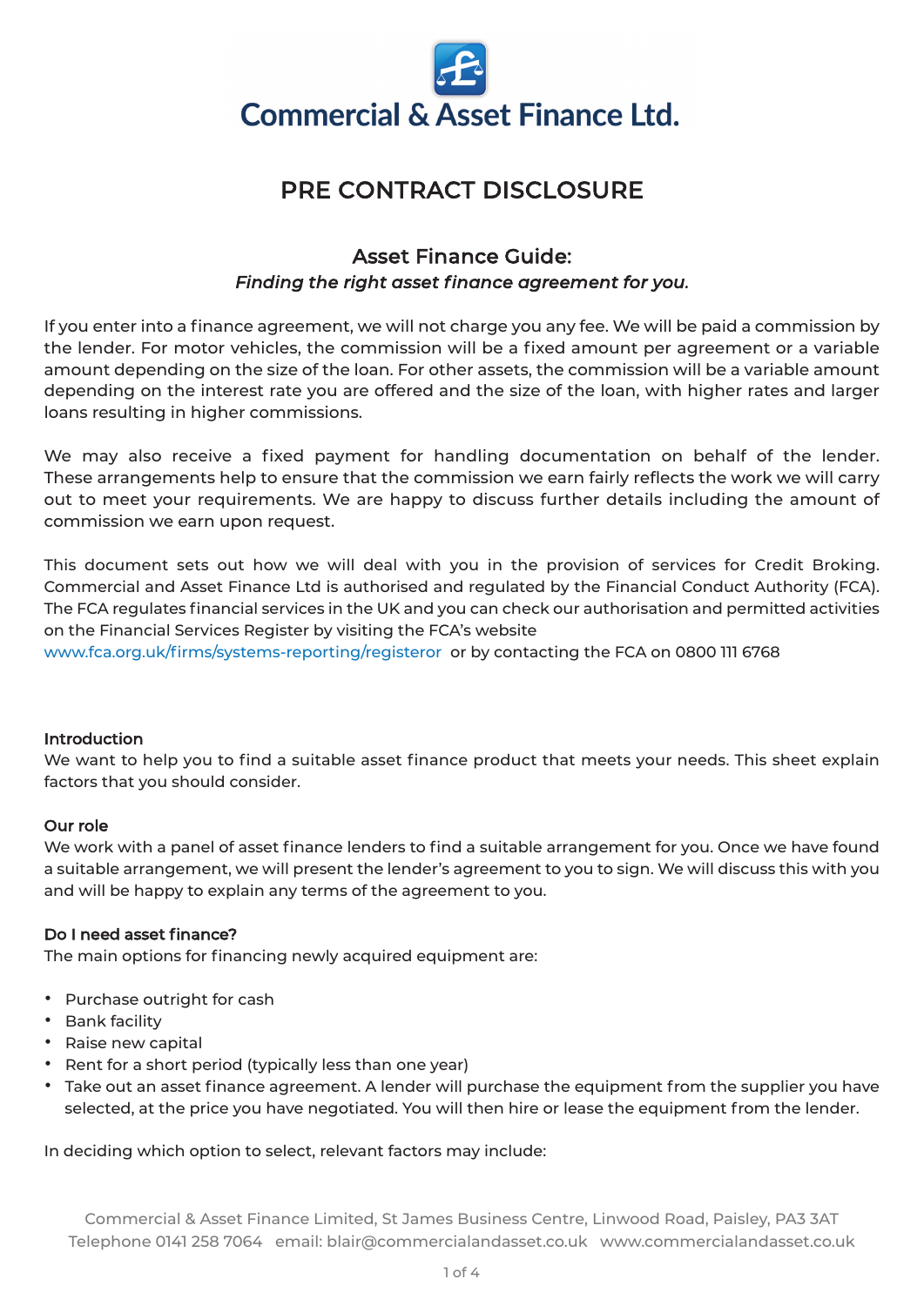# Commercial & Asset Finance Ltd.

## PRE CONTRACT DISCLOSURE

### Asset Finance Guide:

*Finding the right asset finance agreement for you.*

If you enter into a finance agreement, we will not charge you any fee. We will be paid a commission by the lender. For motor vehicles, the commission will be a fixed amount per agreement or a variable amount depending on the size of the loan. For other assets, the commission will be a variable amount depending on the interest rate you are offered and the size of the loan, with higher rates and larger loans resulting in higher commissions.

We may also receive a fixed payment for handling documentation on behalf of the lender. These arrangements help to ensure that the commission we earn fairly reflects the work we will carry out to meet your requirements. We are happy to discuss further details including the amount of commission we earn upon request.

This document sets out how we will deal with you in the provision of services for Credit Broking. Commercial and Asset Finance Ltd is authorised and regulated by the Financial Conduct Authority (FCA). The FCA regulates financial services in the UK and you can check our authorisation and permitted activities on the Financial Services Register by visiting the FCA's website www.fca.org.uk/firms/systems-reporting/registeror or by contacting the FCA on 0800 111 6768

**Introduction**
We want to help you to find a suitable asset finance product that meets your needs. This sheet explain factors that you should consider.

**Our role**
We work with a panel of asset finance lenders to find a suitable arrangement for you. Once we have found a suitable arrangement, we will present the lender's agreement to you to sign. We will discuss this with you and will be happy to explain any terms of the agreement to you.

**Do I need asset finance?**
The main options for financing newly acquired equipment are:

- Purchase outright for cash
- Bank facility
- Raise new capital
- Rent for a short period (typically less than one year)
- Take out an asset finance agreement. A lender will purchase the equipment from the supplier you have selected, at the price you have negotiated. You will then hire or lease the equipment from the lender.

In deciding which option to select, relevant factors may include:

Commercial & Asset Finance Limited, St James Business Centre, Linwood Road, Paisley, PA3 3AT
Telephone 0141 258 7064 email: blair@commercialandasset.co.uk www.commercialandasset.co.uk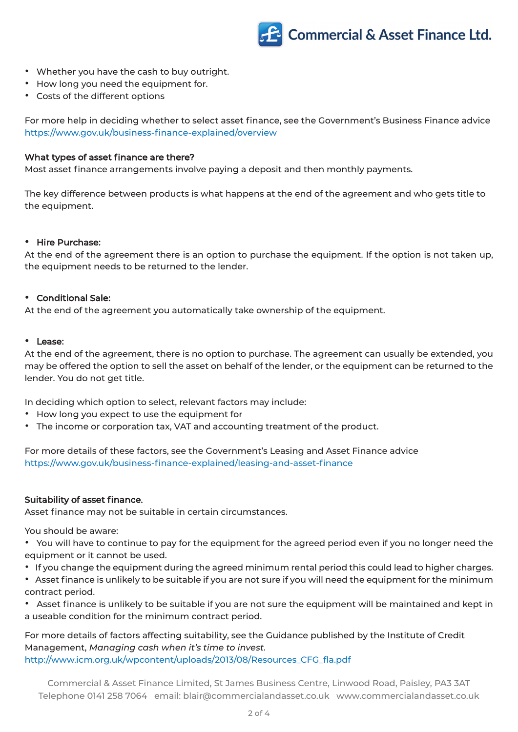- Whether you have the cash to buy outright.
- How long you need the equipment for.
- Costs of the different options

For more help in deciding whether to select asset finance, see the Government's Business Finance advice https://www.gov.uk/business-finance-explained/overview

**What types of asset finance are there?**
Most asset finance arrangements involve paying a deposit and then monthly payments.

The key difference between products is what happens at the end of the agreement and who gets title to the equipment.

- **Hire Purchase:**

At the end of the agreement there is an option to purchase the equipment. If the option is not taken up, the equipment needs to be returned to the lender.

- **Conditional Sale:**

At the end of the agreement you automatically take ownership of the equipment.

- **Lease:**

At the end of the agreement, there is no option to purchase. The agreement can usually be extended, you may be offered the option to sell the asset on behalf of the lender, or the equipment can be returned to the lender. You do not get title.

In deciding which option to select, relevant factors may include:

- How long you expect to use the equipment for
- The income or corporation tax, VAT and accounting treatment of the product.

For more details of these factors, see the Government's Leasing and Asset Finance advice https://www.gov.uk/business-finance-explained/leasing-and-asset-finance

**Suitability of asset finance.**
Asset finance may not be suitable in certain circumstances.

You should be aware:

- You will have to continue to pay for the equipment for the agreed period even if you no longer need the equipment or it cannot be used.
- If you change the equipment during the agreed minimum rental period this could lead to higher charges.
- Asset finance is unlikely to be suitable if you are not sure if you will need the equipment for the minimum contract period.
- Asset finance is unlikely to be suitable if you are not sure the equipment will be maintained and kept in a useable condition for the minimum contract period.

For more details of factors affecting suitability, see the Guidance published by the Institute of Credit Management, *Managing cash when it's time to invest*.
http://www.icm.org.uk/wpcontent/uploads/2013/08/Resources_CFG_fla.pdf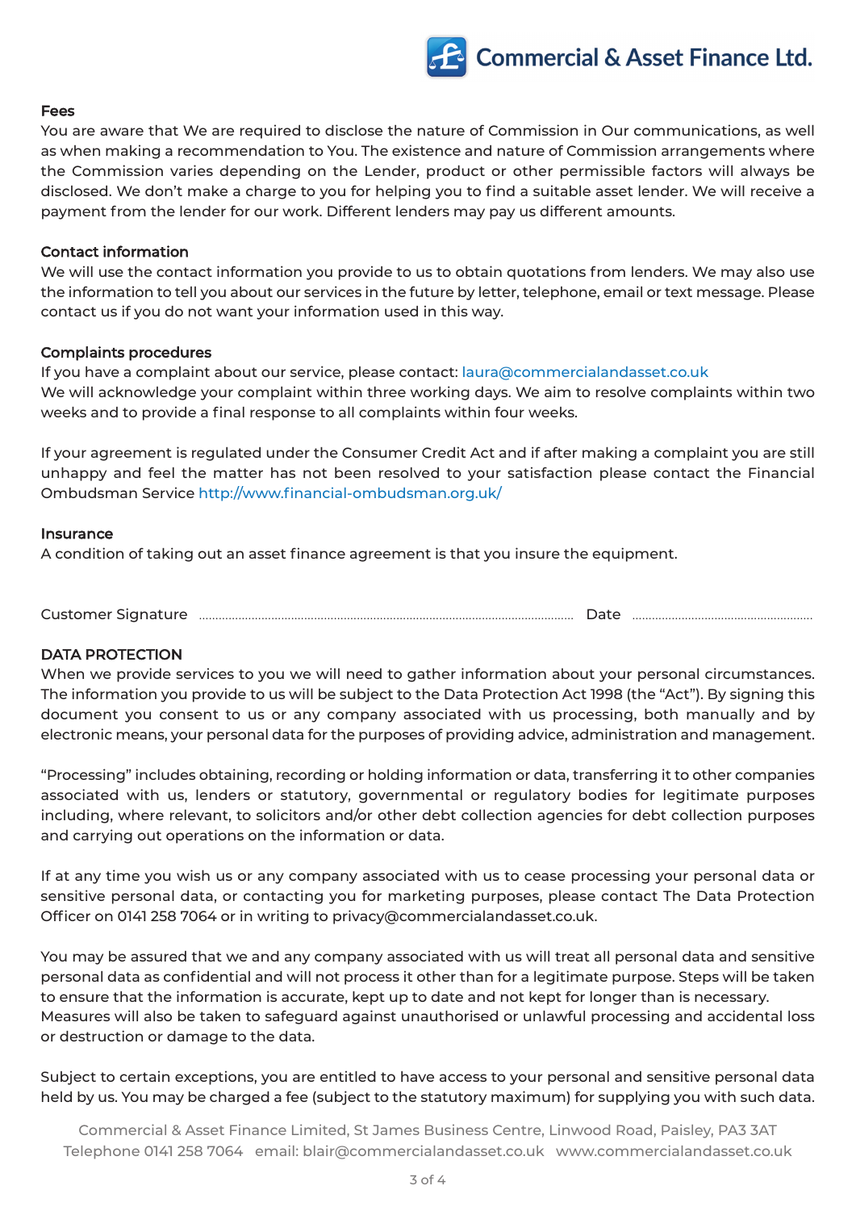## Fees

You are aware that We are required to disclose the nature of Commission in Our communications, as well as when making a recommendation to You. The existence and nature of Commission arrangements where the Commission varies depending on the Lender, product or other permissible factors will always be disclosed. We don't make a charge to you for helping you to find a suitable asset lender. We will receive a payment from the lender for our work. Different lenders may pay us different amounts.

## Contact information

We will use the contact information you provide to us to obtain quotations from lenders. We may also use the information to tell you about our services in the future by letter, telephone, email or text message. Please contact us if you do not want your information used in this way.

## Complaints procedures

If you have a complaint about our service, please contact: laura@commercialandasset.co.uk
We will acknowledge your complaint within three working days. We aim to resolve complaints within two weeks and to provide a final response to all complaints within four weeks.

If your agreement is regulated under the Consumer Credit Act and if after making a complaint you are still unhappy and feel the matter has not been resolved to your satisfaction please contact the Financial Ombudsman Service http://www.financial-ombudsman.org.uk/

## Insurance

A condition of taking out an asset finance agreement is that you insure the equipment.

Customer Signature ........................................................ Date ..............................

## DATA PROTECTION

When we provide services to you we will need to gather information about your personal circumstances. The information you provide to us will be subject to the Data Protection Act 1998 (the "Act"). By signing this document you consent to us or any company associated with us processing, both manually and by electronic means, your personal data for the purposes of providing advice, administration and management.

"Processing" includes obtaining, recording or holding information or data, transferring it to other companies associated with us, lenders or statutory, governmental or regulatory bodies for legitimate purposes including, where relevant, to solicitors and/or other debt collection agencies for debt collection purposes and carrying out operations on the information or data.

If at any time you wish us or any company associated with us to cease processing your personal data or sensitive personal data, or contacting you for marketing purposes, please contact The Data Protection Officer on 0141 258 7064 or in writing to privacy@commercialandasset.co.uk.

You may be assured that we and any company associated with us will treat all personal data and sensitive personal data as confidential and will not process it other than for a legitimate purpose. Steps will be taken to ensure that the information is accurate, kept up to date and not kept for longer than is necessary. Measures will also be taken to safeguard against unauthorised or unlawful processing and accidental loss or destruction or damage to the data.

Subject to certain exceptions, you are entitled to have access to your personal and sensitive personal data held by us. You may be charged a fee (subject to the statutory maximum) for supplying you with such data.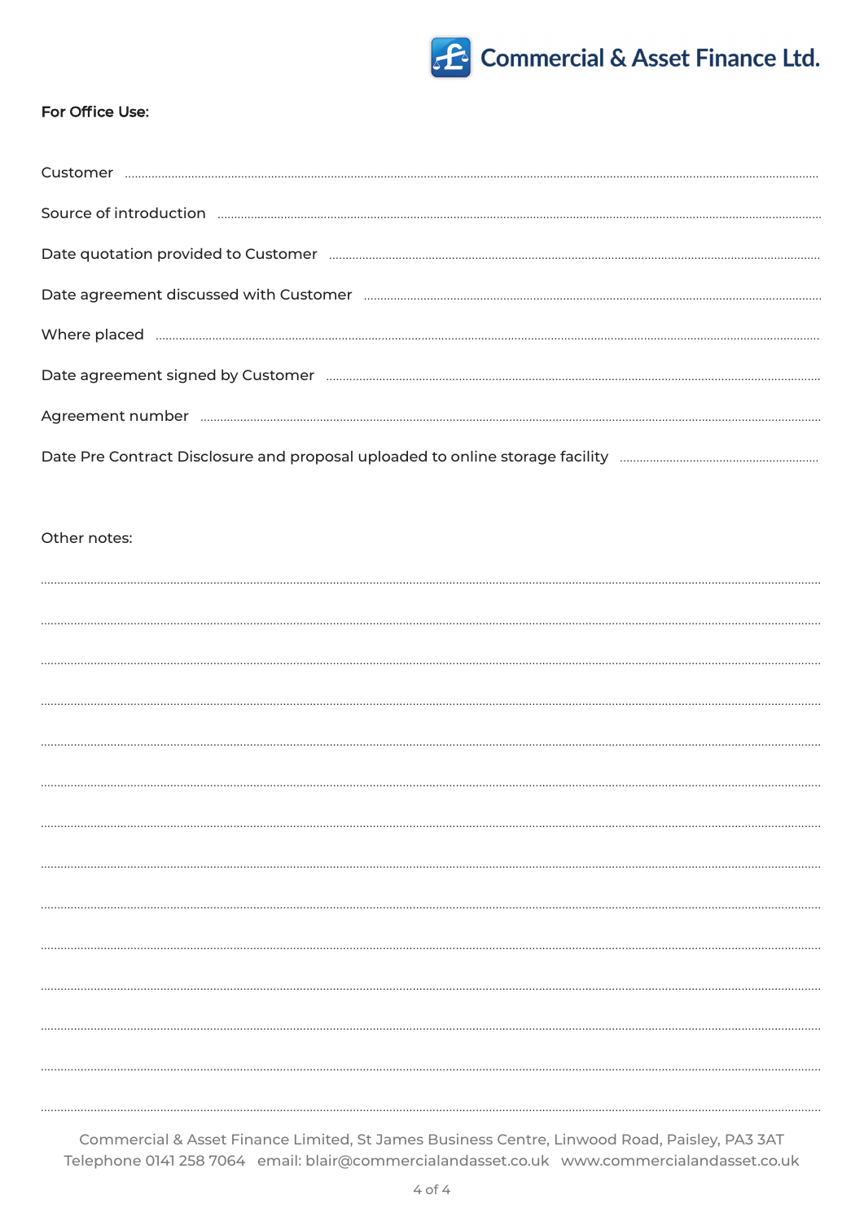**For Office Use:**

Customer ..........................................................................................................

Source of introduction ..........................................................................................................

Date quotation provided to Customer ..........................................................................................................

Date agreement discussed with Customer ..........................................................................................................

Where placed ..........................................................................................................

Date agreement signed by Customer ..........................................................................................................

Agreement number ..........................................................................................................

Date Pre Contract Disclosure and proposal uploaded to online storage facility ..............................

Other notes:

..........................................................................................................

..........................................................................................................

..........................................................................................................

..........................................................................................................

..........................................................................................................

..........................................................................................................

..........................................................................................................

..........................................................................................................

..........................................................................................................

..........................................................................................................

..........................................................................................................

..........................................................................................................

..........................................................................................................

..........................................................................................................

Commercial & Asset Finance Limited, St James Business Centre, Linwood Road, Paisley, PA3 3AT
Telephone 0141 258 7064 email: blair@commercialandasset.co.uk www.commercialandasset.co.uk